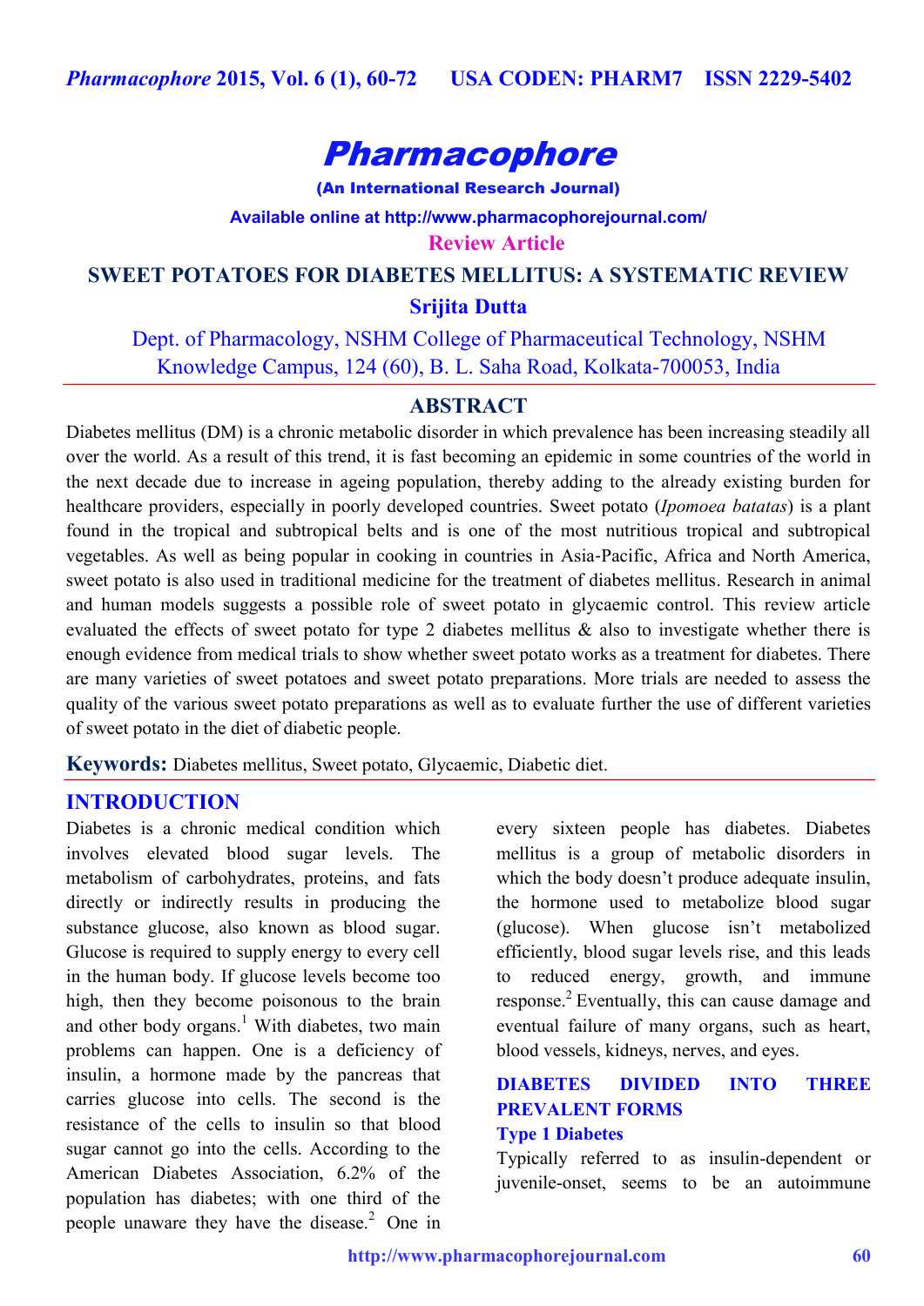# Pharmacophore

(An International Research Journal)

Available online at http://www.pharmacophorejournal.com/

Review Article

## SWEET POTATOES FOR DIABETES MELLITUS: A SYSTEMATIC REVIEW

**Srijita Dutta**

Dept. of Pharmacology, NSHM College of Pharmaceutical Technology, NSHM Knowledge Campus, 124 (60), B. L. Saha Road, Kolkata-700053, India

## ABSTRACT

Diabetes mellitus (DM) is a chronic metabolic disorder in which prevalence has been increasing steadily all over the world. As a result of this trend, it is fast becoming an epidemic in some countries of the world in the next decade due to increase in ageing population, thereby adding to the already existing burden for healthcare providers, especially in poorly developed countries. Sweet potato (*Ipomoea batatas*) is a plant found in the tropical and subtropical belts and is one of the most nutritious tropical and subtropical vegetables. As well as being popular in cooking in countries in Asia-Pacific, Africa and North America, sweet potato is also used in traditional medicine for the treatment of diabetes mellitus. Research in animal and human models suggests a possible role of sweet potato in glycaemic control. This review article evaluated the effects of sweet potato for type 2 diabetes mellitus & also to investigate whether there is enough evidence from medical trials to show whether sweet potato works as a treatment for diabetes. There are many varieties of sweet potatoes and sweet potato preparations. More trials are needed to assess the quality of the various sweet potato preparations as well as to evaluate further the use of different varieties of sweet potato in the diet of diabetic people.

**Keywords:** Diabetes mellitus, Sweet potato, Glycaemic, Diabetic diet.

## INTRODUCTION

Diabetes is a chronic medical condition which involves elevated blood sugar levels. The metabolism of carbohydrates, proteins, and fats directly or indirectly results in producing the substance glucose, also known as blood sugar. Glucose is required to supply energy to every cell in the human body. If glucose levels become too high, then they become poisonous to the brain and other body organs.[1] With diabetes, two main problems can happen. One is a deficiency of insulin, a hormone made by the pancreas that carries glucose into cells. The second is the resistance of the cells to insulin so that blood sugar cannot go into the cells. According to the American Diabetes Association, 6.2% of the population has diabetes; with one third of the people unaware they have the disease.[2] One in every sixteen people has diabetes. Diabetes mellitus is a group of metabolic disorders in which the body doesn't produce adequate insulin, the hormone used to metabolize blood sugar (glucose). When glucose isn't metabolized efficiently, blood sugar levels rise, and this leads to reduced energy, growth, and immune response.[2] Eventually, this can cause damage and eventual failure of many organs, such as heart, blood vessels, kidneys, nerves, and eyes.

## DIABETES DIVIDED INTO THREE PREVALENT FORMS

### Type 1 Diabetes

Typically referred to as insulin-dependent or juvenile-onset, seems to be an autoimmune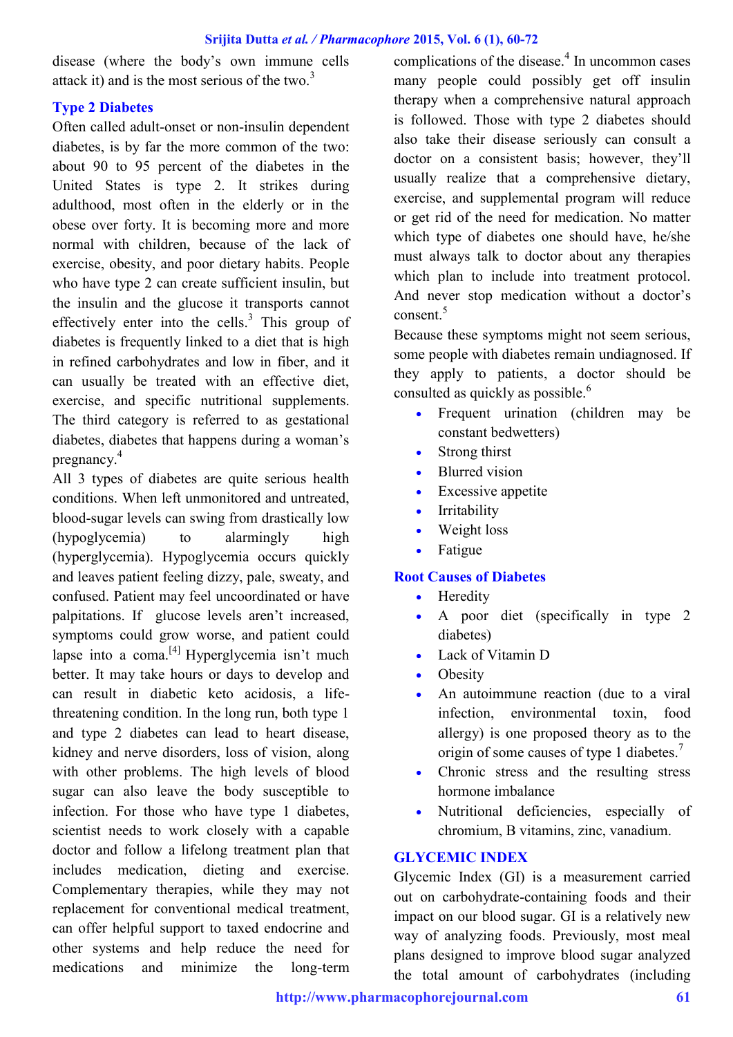disease (where the body's own immune cells attack it) and is the most serious of the two.[3]

## Type 2 Diabetes

Often called adult-onset or non-insulin dependent diabetes, is by far the more common of the two: about 90 to 95 percent of the diabetes in the United States is type 2. It strikes during adulthood, most often in the elderly or in the obese over forty. It is becoming more and more normal with children, because of the lack of exercise, obesity, and poor dietary habits. People who have type 2 can create sufficient insulin, but the insulin and the glucose it transports cannot effectively enter into the cells.[3] This group of diabetes is frequently linked to a diet that is high in refined carbohydrates and low in fiber, and it can usually be treated with an effective diet, exercise, and specific nutritional supplements. The third category is referred to as gestational diabetes, diabetes that happens during a woman's pregnancy.[4]

All 3 types of diabetes are quite serious health conditions. When left unmonitored and untreated, blood-sugar levels can swing from drastically low (hypoglycemia) to alarmingly high (hyperglycemia). Hypoglycemia occurs quickly and leaves patient feeling dizzy, pale, sweaty, and confused. Patient may feel uncoordinated or have palpitations. If glucose levels aren't increased, symptoms could grow worse, and patient could lapse into a coma.[4] Hyperglycemia isn't much better. It may take hours or days to develop and can result in diabetic keto acidosis, a life-threatening condition. In the long run, both type 1 and type 2 diabetes can lead to heart disease, kidney and nerve disorders, loss of vision, along with other problems. The high levels of blood sugar can also leave the body susceptible to infection. For those who have type 1 diabetes, scientist needs to work closely with a capable doctor and follow a lifelong treatment plan that includes medication, dieting and exercise. Complementary therapies, while they may not replacement for conventional medical treatment, can offer helpful support to taxed endocrine and other systems and help reduce the need for medications and minimize the long-term complications of the disease.[4] In uncommon cases many people could possibly get off insulin therapy when a comprehensive natural approach is followed. Those with type 2 diabetes should also take their disease seriously can consult a doctor on a consistent basis; however, they'll usually realize that a comprehensive dietary, exercise, and supplemental program will reduce or get rid of the need for medication. No matter which type of diabetes one should have, he/she must always talk to doctor about any therapies which plan to include into treatment protocol. And never stop medication without a doctor's consent.[5]

Because these symptoms might not seem serious, some people with diabetes remain undiagnosed. If they apply to patients, a doctor should be consulted as quickly as possible.[6]

- Frequent urination (children may be constant bedwetters)
- Strong thirst
- Blurred vision
- Excessive appetite
- Irritability
- Weight loss
- Fatigue

## Root Causes of Diabetes

- Heredity
- A poor diet (specifically in type 2 diabetes)
- Lack of Vitamin D
- Obesity
- An autoimmune reaction (due to a viral infection, environmental toxin, food allergy) is one proposed theory as to the origin of some causes of type 1 diabetes.[7]
- Chronic stress and the resulting stress hormone imbalance
- Nutritional deficiencies, especially of chromium, B vitamins, zinc, vanadium.

## GLYCEMIC INDEX

Glycemic Index (GI) is a measurement carried out on carbohydrate-containing foods and their impact on our blood sugar. GI is a relatively new way of analyzing foods. Previously, most meal plans designed to improve blood sugar analyzed the total amount of carbohydrates (including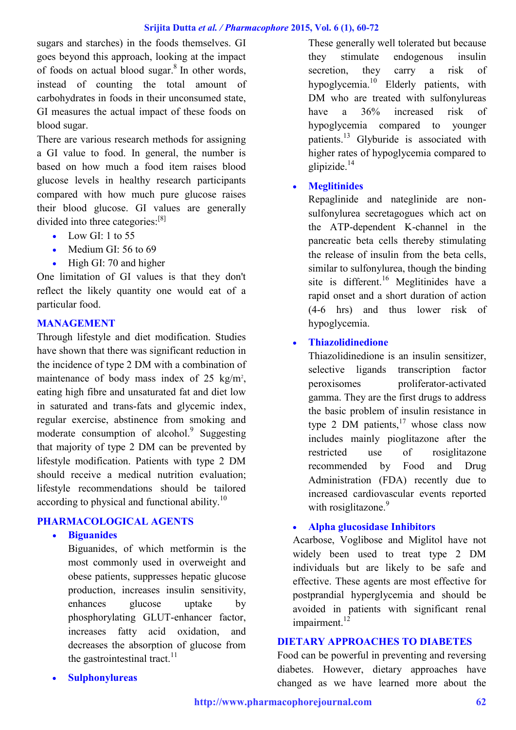sugars and starches) in the foods themselves. GI goes beyond this approach, looking at the impact of foods on actual blood sugar.[8] In other words, instead of counting the total amount of carbohydrates in foods in their unconsumed state, GI measures the actual impact of these foods on blood sugar.

There are various research methods for assigning a GI value to food. In general, the number is based on how much a food item raises blood glucose levels in healthy research participants compared with how much pure glucose raises their blood glucose. GI values are generally divided into three categories:[8]

- Low GI: 1 to 55
- Medium GI: 56 to 69
- High GI: 70 and higher

One limitation of GI values is that they don't reflect the likely quantity one would eat of a particular food.

## MANAGEMENT

Through lifestyle and diet modification. Studies have shown that there was significant reduction in the incidence of type 2 DM with a combination of maintenance of body mass index of 25 kg/m$^2$, eating high fibre and unsaturated fat and diet low in saturated and trans-fats and glycemic index, regular exercise, abstinence from smoking and moderate consumption of alcohol.[9] Suggesting that majority of type 2 DM can be prevented by lifestyle modification. Patients with type 2 DM should receive a medical nutrition evaluation; lifestyle recommendations should be tailored according to physical and functional ability.[10]

## PHARMACOLOGICAL AGENTS

- **Biguanides**

  Biguanides, of which metformin is the most commonly used in overweight and obese patients, suppresses hepatic glucose production, increases insulin sensitivity, enhances glucose uptake by phosphorylating GLUT-enhancer factor, increases fatty acid oxidation, and decreases the absorption of glucose from the gastrointestinal tract.[11]

- **Sulphonylureas**

  These generally well tolerated but because they stimulate endogenous insulin secretion, they carry a risk of hypoglycemia.[10] Elderly patients, with DM who are treated with sulfonylureas have a 36% increased risk of hypoglycemia compared to younger patients.[13] Glyburide is associated with higher rates of hypoglycemia compared to glipizide.[14]

- **Meglitinides**

  Repaglinide and nateglinide are non-sulfonylurea secretagogues which act on the ATP-dependent K-channel in the pancreatic beta cells thereby stimulating the release of insulin from the beta cells, similar to sulfonylurea, though the binding site is different.[16] Meglitinides have a rapid onset and a short duration of action (4-6 hrs) and thus lower risk of hypoglycemia.

- **Thiazolidinedione**

  Thiazolidinedione is an insulin sensitizer, selective ligands transcription factor peroxisomes proliferator-activated gamma. They are the first drugs to address the basic problem of insulin resistance in type 2 DM patients,[17] whose class now includes mainly pioglitazone after the restricted use of rosiglitazone recommended by Food and Drug Administration (FDA) recently due to increased cardiovascular events reported with rosiglitazone.[9]

- **Alpha glucosidase Inhibitors**

Acarbose, Voglibose and Miglitol have not widely been used to treat type 2 DM individuals but are likely to be safe and effective. These agents are most effective for postprandial hyperglycemia and should be avoided in patients with significant renal impairment.[12]

## DIETARY APPROACHES TO DIABETES

Food can be powerful in preventing and reversing diabetes. However, dietary approaches have changed as we have learned more about the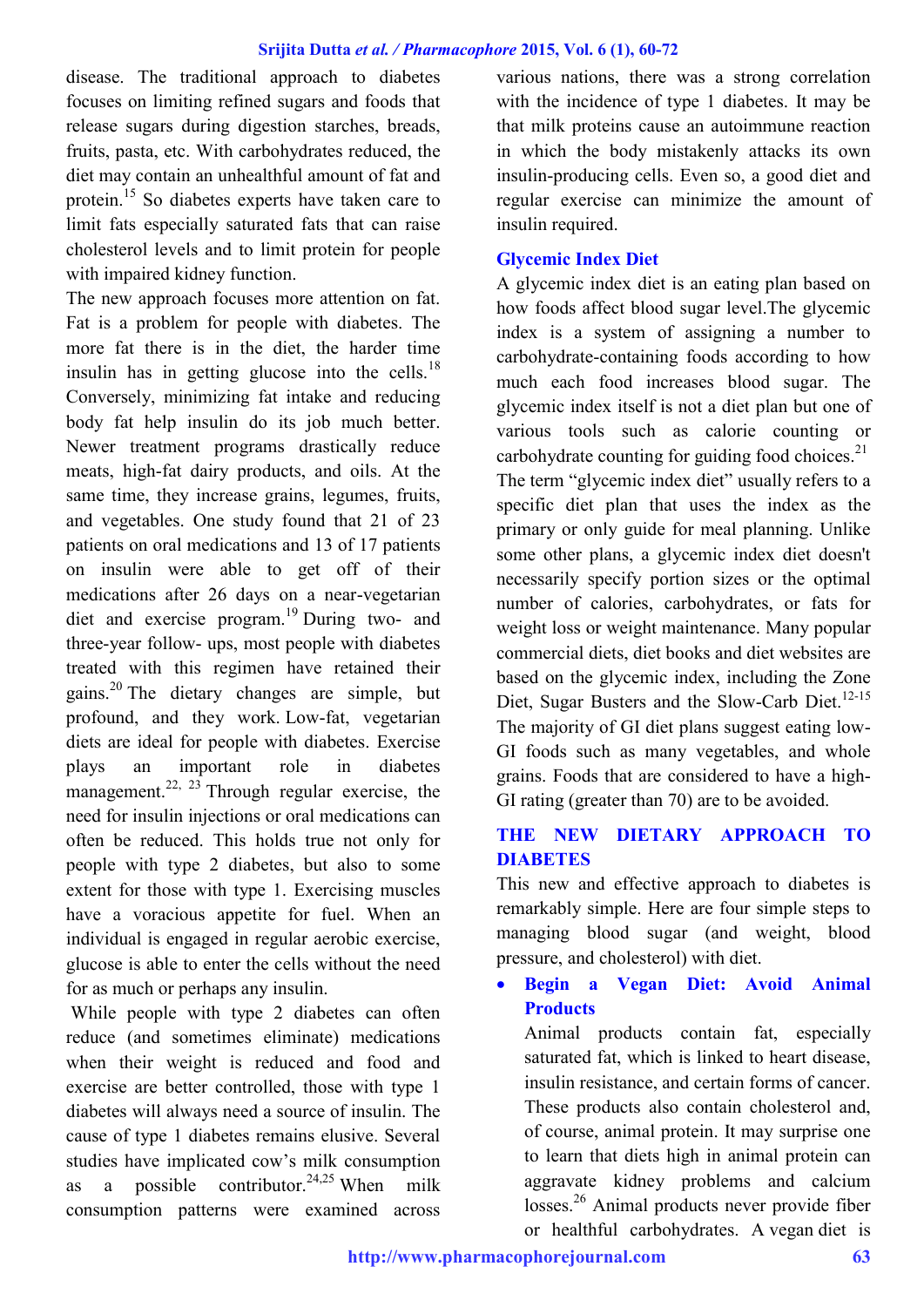disease. The traditional approach to diabetes focuses on limiting refined sugars and foods that release sugars during digestion starches, breads, fruits, pasta, etc. With carbohydrates reduced, the diet may contain an unhealthful amount of fat and protein.[15] So diabetes experts have taken care to limit fats especially saturated fats that can raise cholesterol levels and to limit protein for people with impaired kidney function.

The new approach focuses more attention on fat. Fat is a problem for people with diabetes. The more fat there is in the diet, the harder time insulin has in getting glucose into the cells.[18] Conversely, minimizing fat intake and reducing body fat help insulin do its job much better. Newer treatment programs drastically reduce meats, high-fat dairy products, and oils. At the same time, they increase grains, legumes, fruits, and vegetables. One study found that 21 of 23 patients on oral medications and 13 of 17 patients on insulin were able to get off of their medications after 26 days on a near-vegetarian diet and exercise program.[19] During two- and three-year follow- ups, most people with diabetes treated with this regimen have retained their gains.[20] The dietary changes are simple, but profound, and they work. Low-fat, vegetarian diets are ideal for people with diabetes. Exercise plays an important role in diabetes management.[22, 23] Through regular exercise, the need for insulin injections or oral medications can often be reduced. This holds true not only for people with type 2 diabetes, but also to some extent for those with type 1. Exercising muscles have a voracious appetite for fuel. When an individual is engaged in regular aerobic exercise, glucose is able to enter the cells without the need for as much or perhaps any insulin.

While people with type 2 diabetes can often reduce (and sometimes eliminate) medications when their weight is reduced and food and exercise are better controlled, those with type 1 diabetes will always need a source of insulin. The cause of type 1 diabetes remains elusive. Several studies have implicated cow's milk consumption as a possible contributor.[24,25] When milk consumption patterns were examined across various nations, there was a strong correlation with the incidence of type 1 diabetes. It may be that milk proteins cause an autoimmune reaction in which the body mistakenly attacks its own insulin-producing cells. Even so, a good diet and regular exercise can minimize the amount of insulin required.

### Glycemic Index Diet

A glycemic index diet is an eating plan based on how foods affect blood sugar level.The glycemic index is a system of assigning a number to carbohydrate-containing foods according to how much each food increases blood sugar. The glycemic index itself is not a diet plan but one of various tools such as calorie counting or carbohydrate counting for guiding food choices.[21] The term "glycemic index diet" usually refers to a specific diet plan that uses the index as the primary or only guide for meal planning. Unlike some other plans, a glycemic index diet doesn't necessarily specify portion sizes or the optimal number of calories, carbohydrates, or fats for weight loss or weight maintenance. Many popular commercial diets, diet books and diet websites are based on the glycemic index, including the Zone Diet, Sugar Busters and the Slow-Carb Diet.[12-15] The majority of GI diet plans suggest eating low-GI foods such as many vegetables, and whole grains. Foods that are considered to have a high-GI rating (greater than 70) are to be avoided.

## THE NEW DIETARY APPROACH TO DIABETES

This new and effective approach to diabetes is remarkably simple. Here are four simple steps to managing blood sugar (and weight, blood pressure, and cholesterol) with diet.

- **Begin a Vegan Diet: Avoid Animal Products**

  Animal products contain fat, especially saturated fat, which is linked to heart disease, insulin resistance, and certain forms of cancer. These products also contain cholesterol and, of course, animal protein. It may surprise one to learn that diets high in animal protein can aggravate kidney problems and calcium losses.[26] Animal products never provide fiber or healthful carbohydrates. A vegan diet is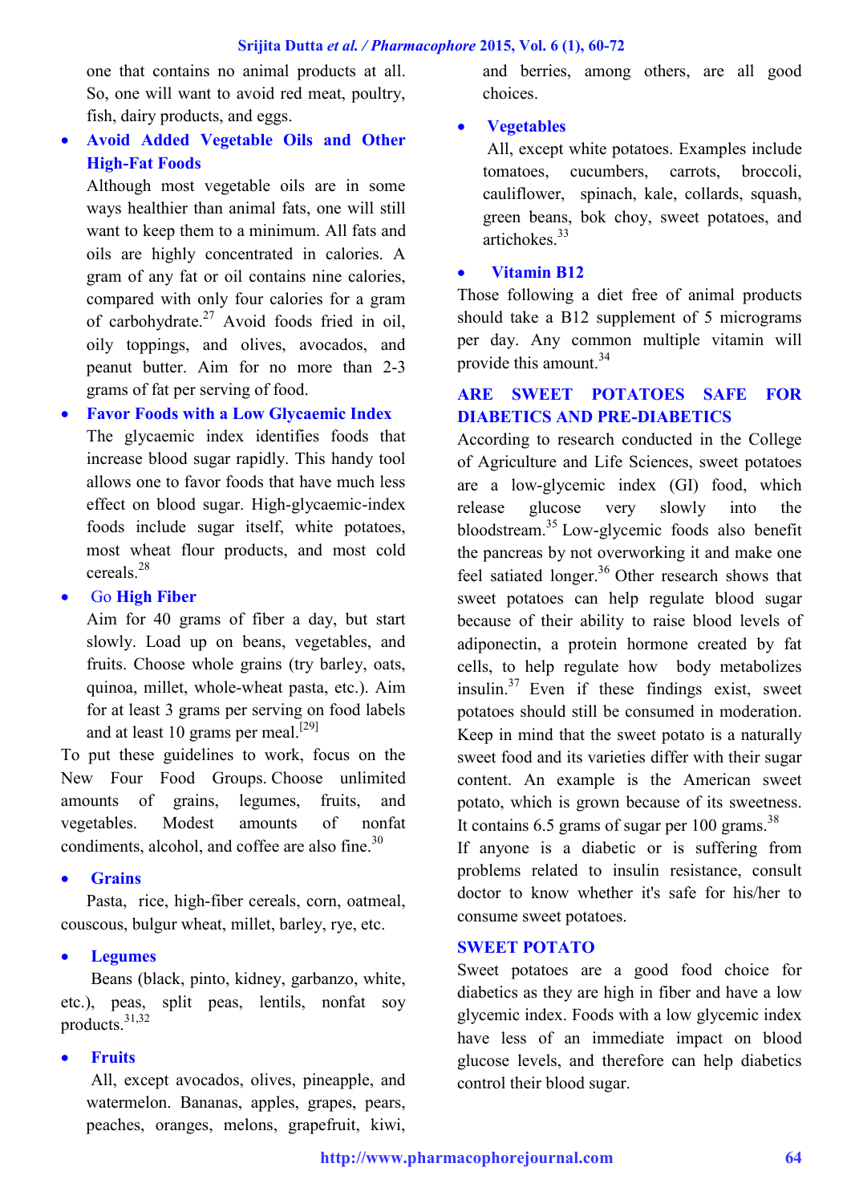one that contains no animal products at all. So, one will want to avoid red meat, poultry, fish, dairy products, and eggs.

- **Avoid Added Vegetable Oils and Other High-Fat Foods**

  Although most vegetable oils are in some ways healthier than animal fats, one will still want to keep them to a minimum. All fats and oils are highly concentrated in calories. A gram of any fat or oil contains nine calories, compared with only four calories for a gram of carbohydrate.[27] Avoid foods fried in oil, oily toppings, and olives, avocados, and peanut butter. Aim for no more than 2-3 grams of fat per serving of food.

- **Favor Foods with a Low Glycaemic Index**

  The glycaemic index identifies foods that increase blood sugar rapidly. This handy tool allows one to favor foods that have much less effect on blood sugar. High-glycaemic-index foods include sugar itself, white potatoes, most wheat flour products, and most cold cereals.[28]

- Go **High Fiber**

  Aim for 40 grams of fiber a day, but start slowly. Load up on beans, vegetables, and fruits. Choose whole grains (try barley, oats, quinoa, millet, whole-wheat pasta, etc.). Aim for at least 3 grams per serving on food labels and at least 10 grams per meal.[29]

To put these guidelines to work, focus on the New Four Food Groups. Choose unlimited amounts of grains, legumes, fruits, and vegetables. Modest amounts of nonfat condiments, alcohol, and coffee are also fine.[30]

- **Grains**

  Pasta, rice, high-fiber cereals, corn, oatmeal, couscous, bulgur wheat, millet, barley, rye, etc.

- **Legumes**

  Beans (black, pinto, kidney, garbanzo, white, etc.), peas, split peas, lentils, nonfat soy products.[31,32]

- **Fruits**

  All, except avocados, olives, pineapple, and watermelon. Bananas, apples, grapes, pears, peaches, oranges, melons, grapefruit, kiwi, and berries, among others, are all good choices.

- **Vegetables**

  All, except white potatoes. Examples include tomatoes, cucumbers, carrots, broccoli, cauliflower, spinach, kale, collards, squash, green beans, bok choy, sweet potatoes, and artichokes.[33]

- **Vitamin B12**

Those following a diet free of animal products should take a B12 supplement of 5 micrograms per day. Any common multiple vitamin will provide this amount.[34]

## ARE SWEET POTATOES SAFE FOR DIABETICS AND PRE-DIABETICS

According to research conducted in the College of Agriculture and Life Sciences, sweet potatoes are a low-glycemic index (GI) food, which release glucose very slowly into the bloodstream.[35] Low-glycemic foods also benefit the pancreas by not overworking it and make one feel satiated longer.[36] Other research shows that sweet potatoes can help regulate blood sugar because of their ability to raise blood levels of adiponectin, a protein hormone created by fat cells, to help regulate how body metabolizes insulin.[37] Even if these findings exist, sweet potatoes should still be consumed in moderation. Keep in mind that the sweet potato is a naturally sweet food and its varieties differ with their sugar content. An example is the American sweet potato, which is grown because of its sweetness. It contains 6.5 grams of sugar per 100 grams.[38]

If anyone is a diabetic or is suffering from problems related to insulin resistance, consult doctor to know whether it's safe for his/her to consume sweet potatoes.

## SWEET POTATO

Sweet potatoes are a good food choice for diabetics as they are high in fiber and have a low glycemic index. Foods with a low glycemic index have less of an immediate impact on blood glucose levels, and therefore can help diabetics control their blood sugar.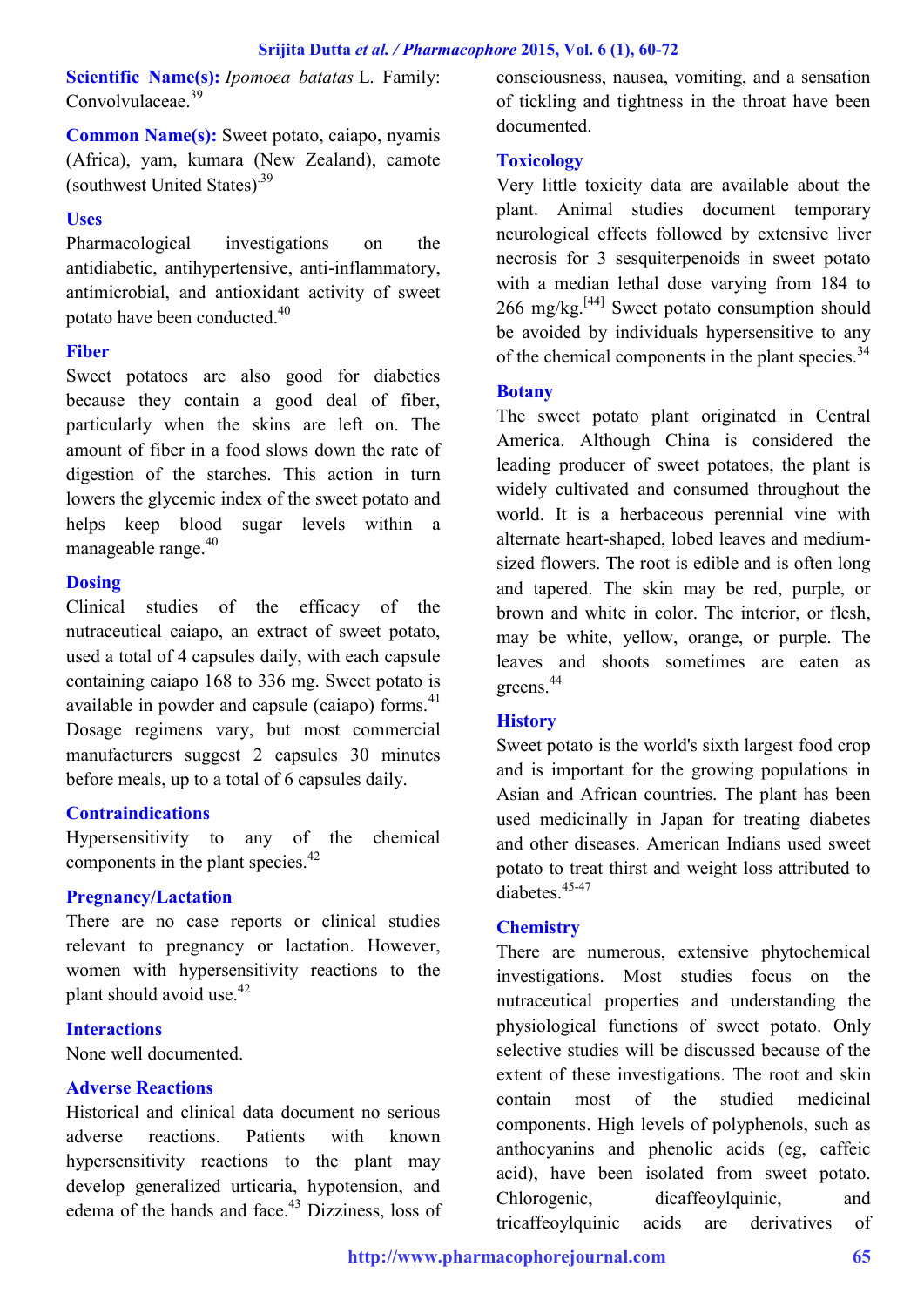**Scientific Name(s):** *Ipomoea batatas* L. Family: Convolvulaceae.[39]

**Common Name(s):** Sweet potato, caiapo, nyamis (Africa), yam, kumara (New Zealand), camote (southwest United States)[39]

### Uses

Pharmacological investigations on the antidiabetic, antihypertensive, anti-inflammatory, antimicrobial, and antioxidant activity of sweet potato have been conducted.[40]

### Fiber

Sweet potatoes are also good for diabetics because they contain a good deal of fiber, particularly when the skins are left on. The amount of fiber in a food slows down the rate of digestion of the starches. This action in turn lowers the glycemic index of the sweet potato and helps keep blood sugar levels within a manageable range.[40]

### Dosing

Clinical studies of the efficacy of the nutraceutical caiapo, an extract of sweet potato, used a total of 4 capsules daily, with each capsule containing caiapo 168 to 336 mg. Sweet potato is available in powder and capsule (caiapo) forms.[41] Dosage regimens vary, but most commercial manufacturers suggest 2 capsules 30 minutes before meals, up to a total of 6 capsules daily.

### Contraindications

Hypersensitivity to any of the chemical components in the plant species.[42]

### Pregnancy/Lactation

There are no case reports or clinical studies relevant to pregnancy or lactation. However, women with hypersensitivity reactions to the plant should avoid use.[42]

### Interactions

None well documented.

### Adverse Reactions

Historical and clinical data document no serious adverse reactions. Patients with known hypersensitivity reactions to the plant may develop generalized urticaria, hypotension, and edema of the hands and face.[43] Dizziness, loss of consciousness, nausea, vomiting, and a sensation of tickling and tightness in the throat have been documented.

### Toxicology

Very little toxicity data are available about the plant. Animal studies document temporary neurological effects followed by extensive liver necrosis for 3 sesquiterpenoids in sweet potato with a median lethal dose varying from 184 to 266 mg/kg.[44] Sweet potato consumption should be avoided by individuals hypersensitive to any of the chemical components in the plant species.[34]

### Botany

The sweet potato plant originated in Central America. Although China is considered the leading producer of sweet potatoes, the plant is widely cultivated and consumed throughout the world. It is a herbaceous perennial vine with alternate heart-shaped, lobed leaves and medium-sized flowers. The root is edible and is often long and tapered. The skin may be red, purple, or brown and white in color. The interior, or flesh, may be white, yellow, orange, or purple. The leaves and shoots sometimes are eaten as greens.[44]

### History

Sweet potato is the world's sixth largest food crop and is important for the growing populations in Asian and African countries. The plant has been used medicinally in Japan for treating diabetes and other diseases. American Indians used sweet potato to treat thirst and weight loss attributed to diabetes.[45-47]

### Chemistry

There are numerous, extensive phytochemical investigations. Most studies focus on the nutraceutical properties and understanding the physiological functions of sweet potato. Only selective studies will be discussed because of the extent of these investigations. The root and skin contain most of the studied medicinal components. High levels of polyphenols, such as anthocyanins and phenolic acids (eg, caffeic acid), have been isolated from sweet potato. Chlorogenic, dicaffeoylquinic, and tricaffeoylquinic acids are derivatives of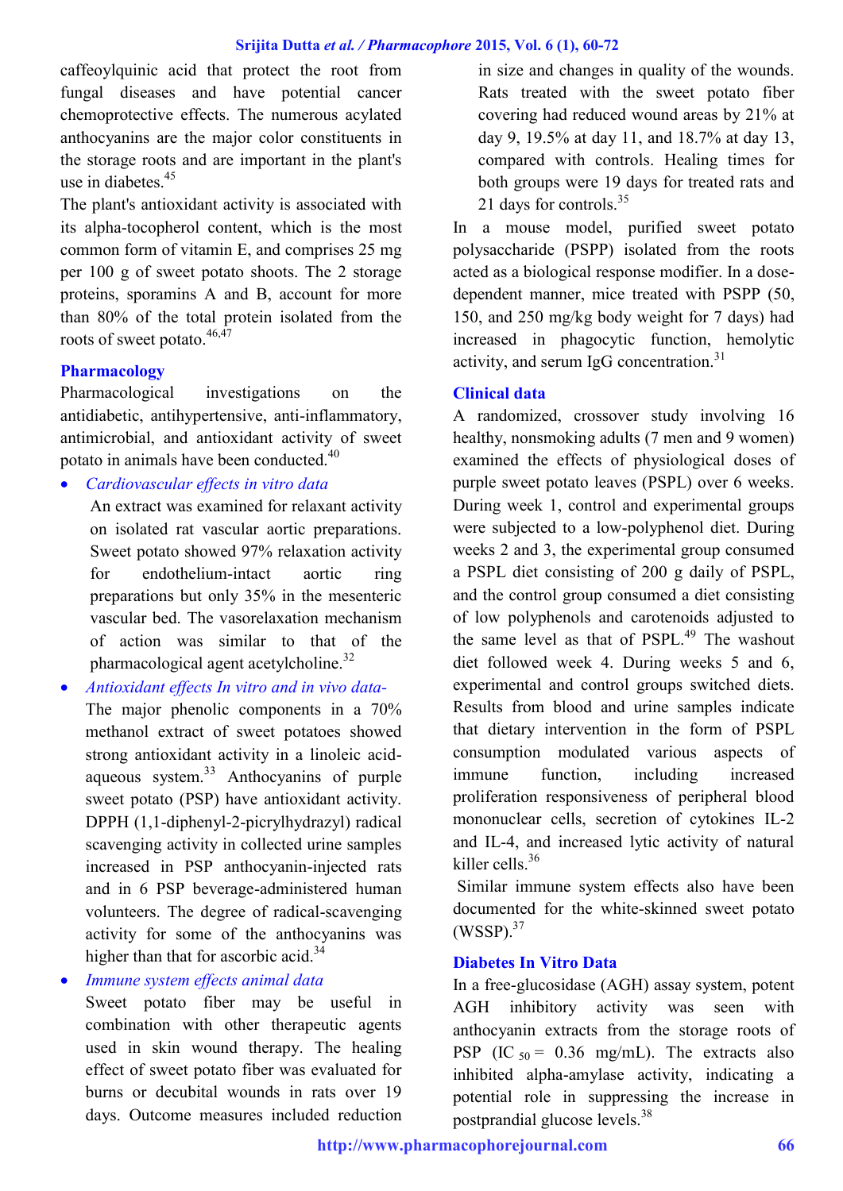caffeoylquinic acid that protect the root from fungal diseases and have potential cancer chemoprotective effects. The numerous acylated anthocyanins are the major color constituents in the storage roots and are important in the plant's use in diabetes.[45]

The plant's antioxidant activity is associated with its alpha-tocopherol content, which is the most common form of vitamin E, and comprises 25 mg per 100 g of sweet potato shoots. The 2 storage proteins, sporamins A and B, account for more than 80% of the total protein isolated from the roots of sweet potato.[46,47]

## Pharmacology

Pharmacological investigations on the antidiabetic, antihypertensive, anti-inflammatory, antimicrobial, and antioxidant activity of sweet potato in animals have been conducted.[40]

- *Cardiovascular effects in vitro data*

  An extract was examined for relaxant activity on isolated rat vascular aortic preparations. Sweet potato showed 97% relaxation activity for endothelium-intact aortic ring preparations but only 35% in the mesenteric vascular bed. The vasorelaxation mechanism of action was similar to that of the pharmacological agent acetylcholine.[32]

- *Antioxidant effects In vitro and in vivo data-*

  The major phenolic components in a 70% methanol extract of sweet potatoes showed strong antioxidant activity in a linoleic acid-aqueous system.[33] Anthocyanins of purple sweet potato (PSP) have antioxidant activity. DPPH (1,1-diphenyl-2-picrylhydrazyl) radical scavenging activity in collected urine samples increased in PSP anthocyanin-injected rats and in 6 PSP beverage-administered human volunteers. The degree of radical-scavenging activity for some of the anthocyanins was higher than that for ascorbic acid.[34]

- *Immune system effects animal data*

  Sweet potato fiber may be useful in combination with other therapeutic agents used in skin wound therapy. The healing effect of sweet potato fiber was evaluated for burns or decubital wounds in rats over 19 days. Outcome measures included reduction in size and changes in quality of the wounds. Rats treated with the sweet potato fiber covering had reduced wound areas by 21% at day 9, 19.5% at day 11, and 18.7% at day 13, compared with controls. Healing times for both groups were 19 days for treated rats and 21 days for controls.[35]

In a mouse model, purified sweet potato polysaccharide (PSPP) isolated from the roots acted as a biological response modifier. In a dose-dependent manner, mice treated with PSPP (50, 150, and 250 mg/kg body weight for 7 days) had increased in phagocytic function, hemolytic activity, and serum IgG concentration.[31]

## Clinical data

A randomized, crossover study involving 16 healthy, nonsmoking adults (7 men and 9 women) examined the effects of physiological doses of purple sweet potato leaves (PSPL) over 6 weeks. During week 1, control and experimental groups were subjected to a low-polyphenol diet. During weeks 2 and 3, the experimental group consumed a PSPL diet consisting of 200 g daily of PSPL, and the control group consumed a diet consisting of low polyphenols and carotenoids adjusted to the same level as that of PSPL.[49] The washout diet followed week 4. During weeks 5 and 6, experimental and control groups switched diets. Results from blood and urine samples indicate that dietary intervention in the form of PSPL consumption modulated various aspects of immune function, including increased proliferation responsiveness of peripheral blood mononuclear cells, secretion of cytokines IL-2 and IL-4, and increased lytic activity of natural killer cells.[36]

Similar immune system effects also have been documented for the white-skinned sweet potato (WSSP).[37]

## Diabetes In Vitro Data

In a free-glucosidase (AGH) assay system, potent AGH inhibitory activity was seen with anthocyanin extracts from the storage roots of PSP ($IC_{50}$ = 0.36 mg/mL). The extracts also inhibited alpha-amylase activity, indicating a potential role in suppressing the increase in postprandial glucose levels.[38]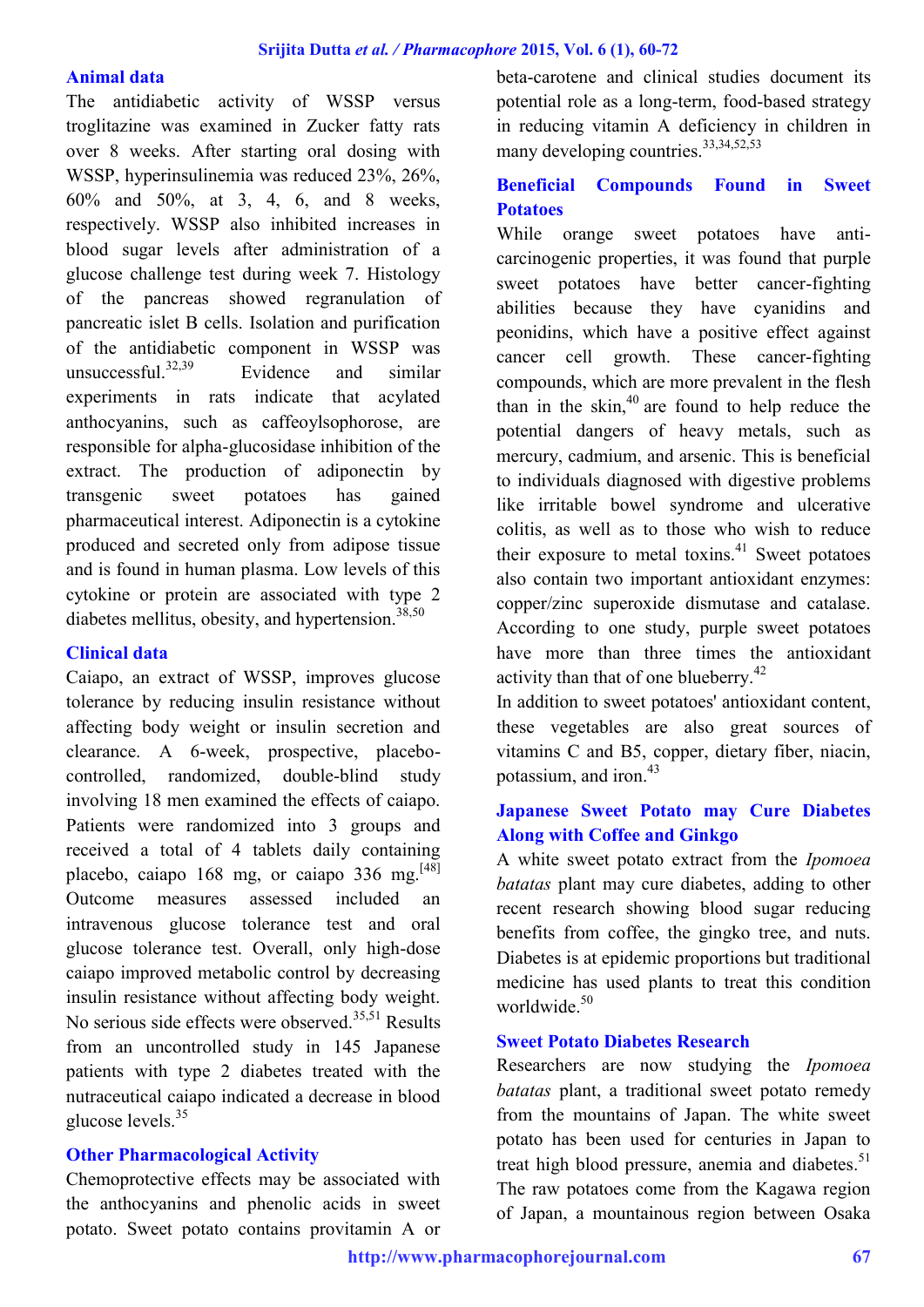### Animal data

The antidiabetic activity of WSSP versus troglitazine was examined in Zucker fatty rats over 8 weeks. After starting oral dosing with WSSP, hyperinsulinemia was reduced 23%, 26%, 60% and 50%, at 3, 4, 6, and 8 weeks, respectively. WSSP also inhibited increases in blood sugar levels after administration of a glucose challenge test during week 7. Histology of the pancreas showed regranulation of pancreatic islet B cells. Isolation and purification of the antidiabetic component in WSSP was unsuccessful.[32,39] Evidence and similar experiments in rats indicate that acylated anthocyanins, such as caffeoylsophorose, are responsible for alpha-glucosidase inhibition of the extract. The production of adiponectin by transgenic sweet potatoes has gained pharmaceutical interest. Adiponectin is a cytokine produced and secreted only from adipose tissue and is found in human plasma. Low levels of this cytokine or protein are associated with type 2 diabetes mellitus, obesity, and hypertension.[38,50]

### Clinical data

Caiapo, an extract of WSSP, improves glucose tolerance by reducing insulin resistance without affecting body weight or insulin secretion and clearance. A 6-week, prospective, placebo-controlled, randomized, double-blind study involving 18 men examined the effects of caiapo. Patients were randomized into 3 groups and received a total of 4 tablets daily containing placebo, caiapo 168 mg, or caiapo 336 mg.[48] Outcome measures assessed included an intravenous glucose tolerance test and oral glucose tolerance test. Overall, only high-dose caiapo improved metabolic control by decreasing insulin resistance without affecting body weight. No serious side effects were observed.[35,51] Results from an uncontrolled study in 145 Japanese patients with type 2 diabetes treated with the nutraceutical caiapo indicated a decrease in blood glucose levels.[35]

### Other Pharmacological Activity

Chemoprotective effects may be associated with the anthocyanins and phenolic acids in sweet potato. Sweet potato contains provitamin A or beta-carotene and clinical studies document its potential role as a long-term, food-based strategy in reducing vitamin A deficiency in children in many developing countries.[33,34,52,53]

### Beneficial Compounds Found in Sweet Potatoes

While orange sweet potatoes have anti-carcinogenic properties, it was found that purple sweet potatoes have better cancer-fighting abilities because they have cyanidins and peonidins, which have a positive effect against cancer cell growth. These cancer-fighting compounds, which are more prevalent in the flesh than in the skin,[40] are found to help reduce the potential dangers of heavy metals, such as mercury, cadmium, and arsenic. This is beneficial to individuals diagnosed with digestive problems like irritable bowel syndrome and ulcerative colitis, as well as to those who wish to reduce their exposure to metal toxins.[41] Sweet potatoes also contain two important antioxidant enzymes: copper/zinc superoxide dismutase and catalase. According to one study, purple sweet potatoes have more than three times the antioxidant activity than that of one blueberry.[42]

In addition to sweet potatoes' antioxidant content, these vegetables are also great sources of vitamins C and B5, copper, dietary fiber, niacin, potassium, and iron.[43]

### Japanese Sweet Potato may Cure Diabetes Along with Coffee and Ginkgo

A white sweet potato extract from the *Ipomoea batatas* plant may cure diabetes, adding to other recent research showing blood sugar reducing benefits from coffee, the gingko tree, and nuts. Diabetes is at epidemic proportions but traditional medicine has used plants to treat this condition worldwide.[50]

### Sweet Potato Diabetes Research

Researchers are now studying the *Ipomoea batatas* plant, a traditional sweet potato remedy from the mountains of Japan. The white sweet potato has been used for centuries in Japan to treat high blood pressure, anemia and diabetes.[51] The raw potatoes come from the Kagawa region of Japan, a mountainous region between Osaka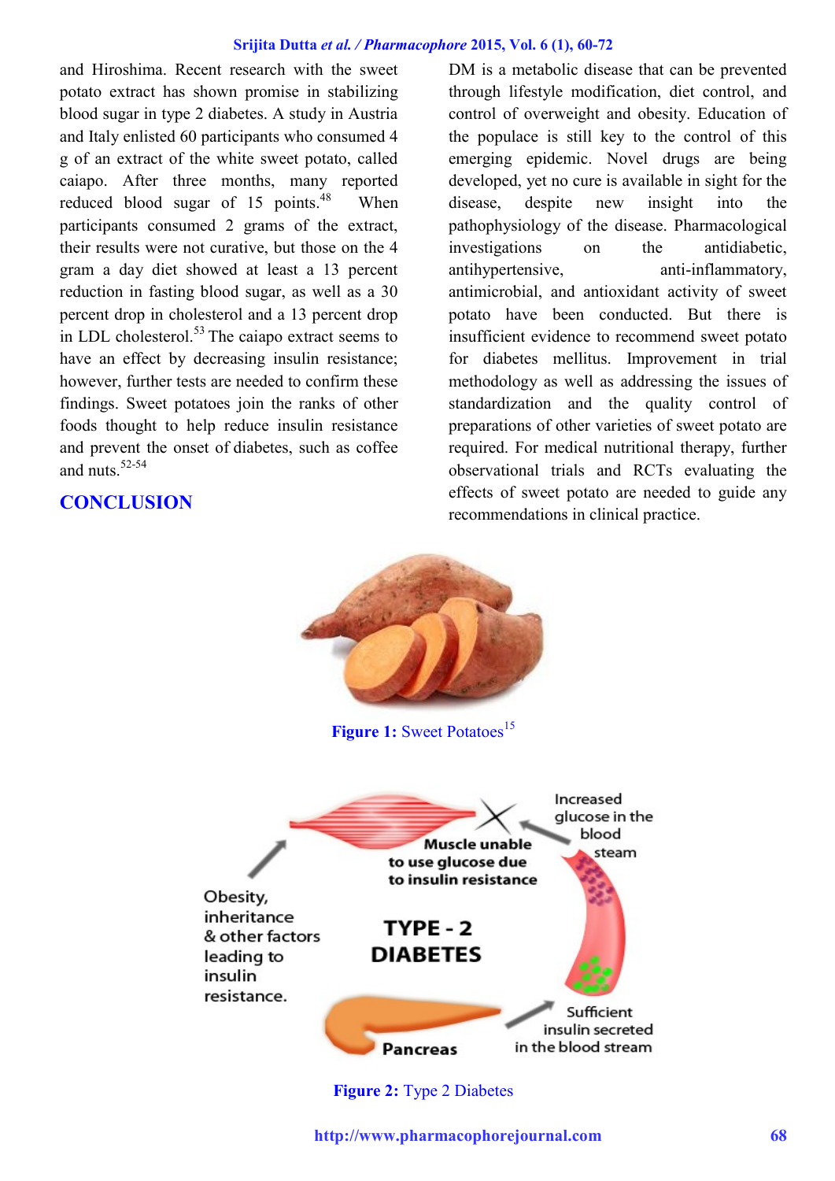and Hiroshima. Recent research with the sweet potato extract has shown promise in stabilizing blood sugar in type 2 diabetes. A study in Austria and Italy enlisted 60 participants who consumed 4 g of an extract of the white sweet potato, called caiapo. After three months, many reported reduced blood sugar of 15 points.[48] When participants consumed 2 grams of the extract, their results were not curative, but those on the 4 gram a day diet showed at least a 13 percent reduction in fasting blood sugar, as well as a 30 percent drop in cholesterol and a 13 percent drop in LDL cholesterol.[53] The caiapo extract seems to have an effect by decreasing insulin resistance; however, further tests are needed to confirm these findings. Sweet potatoes join the ranks of other foods thought to help reduce insulin resistance and prevent the onset of diabetes, such as coffee and nuts.[52-54]

## CONCLUSION

DM is a metabolic disease that can be prevented through lifestyle modification, diet control, and control of overweight and obesity. Education of the populace is still key to the control of this emerging epidemic. Novel drugs are being developed, yet no cure is available in sight for the disease, despite new insight into the pathophysiology of the disease. Pharmacological investigations on the antidiabetic, antihypertensive, anti-inflammatory, antimicrobial, and antioxidant activity of sweet potato have been conducted. But there is insufficient evidence to recommend sweet potato for diabetes mellitus. Improvement in trial methodology as well as addressing the issues of standardization and the quality control of preparations of other varieties of sweet potato are required. For medical nutritional therapy, further observational trials and RCTs evaluating the effects of sweet potato are needed to guide any recommendations in clinical practice.

**Figure 1:** Sweet Potatoes[15]

**Figure 2:** Type 2 Diabetes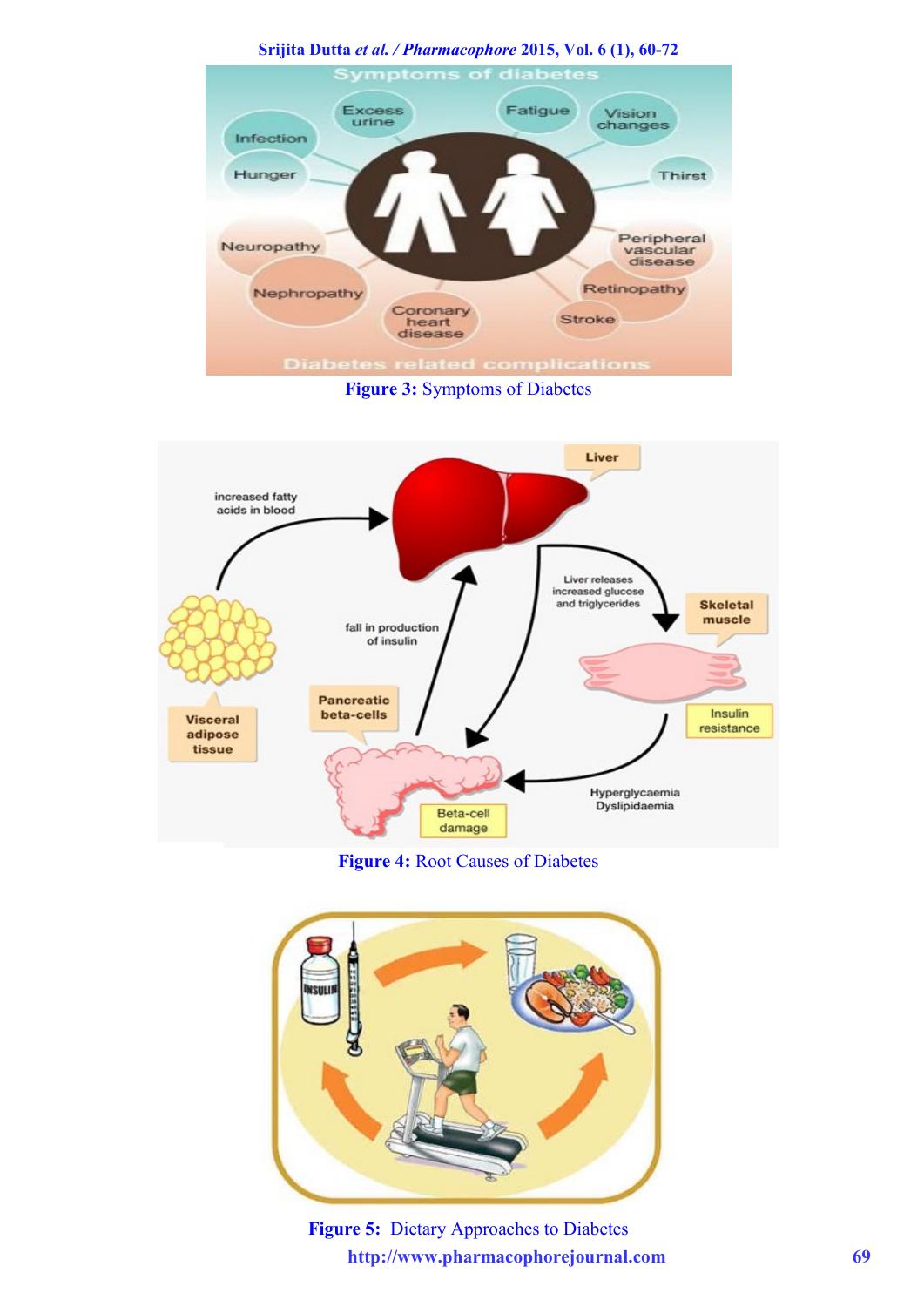Figure 3: Symptoms of Diabetes

Figure 4: Root Causes of Diabetes

Figure 5: Dietary Approaches to Diabetes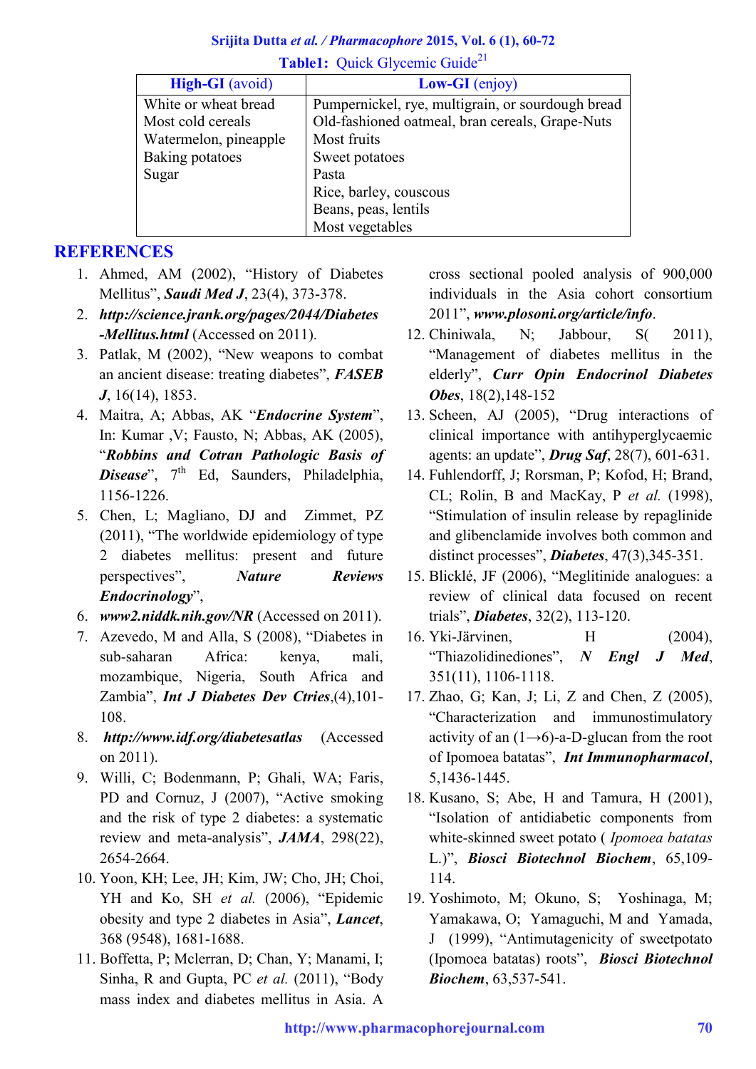**Table1:** Quick Glycemic Guide[21]

| **High-GI** (avoid) | **Low-GI** (enjoy) |
|---|---|
| White or wheat bread | Pumpernickel, rye, multigrain, or sourdough bread |
| Most cold cereals | Old-fashioned oatmeal, bran cereals, Grape-Nuts |
| Watermelon, pineapple | Most fruits |
| Baking potatoes | Sweet potatoes |
| Sugar | Pasta |
| | Rice, barley, couscous |
| | Beans, peas, lentils |
| | Most vegetables |

## REFERENCES

1. Ahmed, AM (2002), "History of Diabetes Mellitus", ***Saudi Med J***, 23(4), 373-378.
2. ***http://science.jrank.org/pages/2044/Diabetes-Mellitus.html*** (Accessed on 2011).
3. Patlak, M (2002), "New weapons to combat an ancient disease: treating diabetes", ***FASEB J***, 16(14), 1853.
4. Maitra, A; Abbas, AK "***Endocrine System***", In: Kumar ,V; Fausto, N; Abbas, AK (2005), "***Robbins and Cotran Pathologic Basis of Disease***", 7th Ed, Saunders, Philadelphia, 1156-1226.
5. Chen, L; Magliano, DJ and Zimmet, PZ (2011), "The worldwide epidemiology of type 2 diabetes mellitus: present and future perspectives", ***Nature Reviews Endocrinology***",
6. ***www2.niddk.nih.gov/NR*** (Accessed on 2011).
7. Azevedo, M and Alla, S (2008), "Diabetes in sub-saharan Africa: kenya, mali, mozambique, Nigeria, South Africa and Zambia", ***Int J Diabetes Dev Ctries***,(4),101-108.
8. ***http://www.idf.org/diabetesatlas*** (Accessed on 2011).
9. Willi, C; Bodenmann, P; Ghali, WA; Faris, PD and Cornuz, J (2007), "Active smoking and the risk of type 2 diabetes: a systematic review and meta-analysis", ***JAMA***, 298(22), 2654-2664.
10. Yoon, KH; Lee, JH; Kim, JW; Cho, JH; Choi, YH and Ko, SH *et al.* (2006), "Epidemic obesity and type 2 diabetes in Asia", ***Lancet***, 368 (9548), 1681-1688.
11. Boffetta, P; Mclerran, D; Chan, Y; Manami, I; Sinha, R and Gupta, PC *et al.* (2011), "Body mass index and diabetes mellitus in Asia. A cross sectional pooled analysis of 900,000 individuals in the Asia cohort consortium 2011", ***www.plosoni.org/article/info***.
12. Chiniwala, N; Jabbour, S( 2011), "Management of diabetes mellitus in the elderly", ***Curr Opin Endocrinol Diabetes Obes***, 18(2),148-152
13. Scheen, AJ (2005), "Drug interactions of clinical importance with antihyperglycaemic agents: an update", ***Drug Saf***, 28(7), 601-631.
14. Fuhlendorff, J; Rorsman, P; Kofod, H; Brand, CL; Rolin, B and MacKay, P *et al.* (1998), "Stimulation of insulin release by repaglinide and glibenclamide involves both common and distinct processes", ***Diabetes***, 47(3),345-351.
15. Blicklé, JF (2006), "Meglitinide analogues: a review of clinical data focused on recent trials", ***Diabetes***, 32(2), 113-120.
16. Yki-Järvinen, H (2004), "Thiazolidinediones", ***N Engl J Med***, 351(11), 1106-1118.
17. Zhao, G; Kan, J; Li, Z and Chen, Z (2005), "Characterization and immunostimulatory activity of an (1→6)-a-D-glucan from the root of Ipomoea batatas", ***Int Immunopharmacol***, 5,1436-1445.
18. Kusano, S; Abe, H and Tamura, H (2001), "Isolation of antidiabetic components from white-skinned sweet potato ( *Ipomoea batatas* L.)", ***Biosci Biotechnol Biochem***, 65,109-114.
19. Yoshimoto, M; Okuno, S; Yoshinaga, M; Yamakawa, O; Yamaguchi, M and Yamada, J (1999), "Antimutagenicity of sweetpotato (Ipomoea batatas) roots", ***Biosci Biotechnol Biochem***, 63,537-541.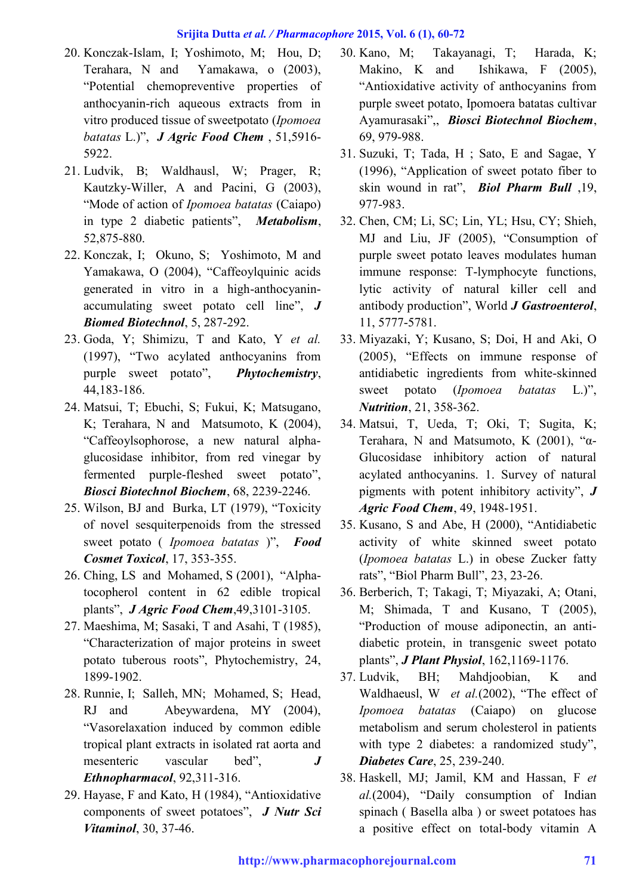20. Konczak-Islam, I; Yoshimoto, M; Hou, D; Terahara, N and Yamakawa, o (2003), "Potential chemopreventive properties of anthocyanin-rich aqueous extracts from in vitro produced tissue of sweetpotato (*Ipomoea batatas* L.)", ***J Agric Food Chem*** , 51,5916-5922.
21. Ludvik, B; Waldhausl, W; Prager, R; Kautzky-Willer, A and Pacini, G (2003), "Mode of action of *Ipomoea batatas* (Caiapo) in type 2 diabetic patients", ***Metabolism***, 52,875-880.
22. Konczak, I; Okuno, S; Yoshimoto, M and Yamakawa, O (2004), "Caffeoylquinic acids generated in vitro in a high-anthocyanin-accumulating sweet potato cell line", ***J Biomed Biotechnol***, 5, 287-292.
23. Goda, Y; Shimizu, T and Kato, Y *et al.* (1997), "Two acylated anthocyanins from purple sweet potato", ***Phytochemistry***, 44,183-186.
24. Matsui, T; Ebuchi, S; Fukui, K; Matsugano, K; Terahara, N and Matsumoto, K (2004), "Caffeoylsophorose, a new natural alpha-glucosidase inhibitor, from red vinegar by fermented purple-fleshed sweet potato", ***Biosci Biotechnol Biochem***, 68, 2239-2246.
25. Wilson, BJ and Burka, LT (1979), "Toxicity of novel sesquiterpenoids from the stressed sweet potato ( *Ipomoea batatas* )", ***Food Cosmet Toxicol***, 17, 353-355.
26. Ching, LS and Mohamed, S (2001), "Alpha-tocopherol content in 62 edible tropical plants", ***J Agric Food Chem***,49,3101-3105.
27. Maeshima, M; Sasaki, T and Asahi, T (1985), "Characterization of major proteins in sweet potato tuberous roots", Phytochemistry, 24, 1899-1902.
28. Runnie, I; Salleh, MN; Mohamed, S; Head, RJ and Abeywardena, MY (2004), "Vasorelaxation induced by common edible tropical plant extracts in isolated rat aorta and mesenteric vascular bed", ***J Ethnopharmacol***, 92,311-316.
29. Hayase, F and Kato, H (1984), "Antioxidative components of sweet potatoes", ***J Nutr Sci Vitaminol***, 30, 37-46.
30. Kano, M; Takayanagi, T; Harada, K; Makino, K and Ishikawa, F (2005), "Antioxidative activity of anthocyanins from purple sweet potato, Ipomoera batatas cultivar Ayamurasaki",, ***Biosci Biotechnol Biochem***, 69, 979-988.
31. Suzuki, T; Tada, H ; Sato, E and Sagae, Y (1996), "Application of sweet potato fiber to skin wound in rat", ***Biol Pharm Bull*** ,19, 977-983.
32. Chen, CM; Li, SC; Lin, YL; Hsu, CY; Shieh, MJ and Liu, JF (2005), "Consumption of purple sweet potato leaves modulates human immune response: T-lymphocyte functions, lytic activity of natural killer cell and antibody production", World ***J Gastroenterol***, 11, 5777-5781.
33. Miyazaki, Y; Kusano, S; Doi, H and Aki, O (2005), "Effects on immune response of antidiabetic ingredients from white-skinned sweet potato (*Ipomoea batatas* L.)", ***Nutrition***, 21, 358-362.
34. Matsui, T, Ueda, T; Oki, T; Sugita, K; Terahara, N and Matsumoto, K (2001), "α-Glucosidase inhibitory action of natural acylated anthocyanins. 1. Survey of natural pigments with potent inhibitory activity", ***J Agric Food Chem***, 49, 1948-1951.
35. Kusano, S and Abe, H (2000), "Antidiabetic activity of white skinned sweet potato (*Ipomoea batatas* L.) in obese Zucker fatty rats", "Biol Pharm Bull", 23, 23-26.
36. Berberich, T; Takagi, T; Miyazaki, A; Otani, M; Shimada, T and Kusano, T (2005), "Production of mouse adiponectin, an anti-diabetic protein, in transgenic sweet potato plants", ***J Plant Physiol***, 162,1169-1176.
37. Ludvik, BH; Mahdjoobian, K and Waldhaeusl, W *et al.*(2002), "The effect of *Ipomoea batatas* (Caiapo) on glucose metabolism and serum cholesterol in patients with type 2 diabetes: a randomized study", ***Diabetes Care***, 25, 239-240.
38. Haskell, MJ; Jamil, KM and Hassan, F *et al.*(2004), "Daily consumption of Indian spinach ( Basella alba ) or sweet potatoes has a positive effect on total-body vitamin A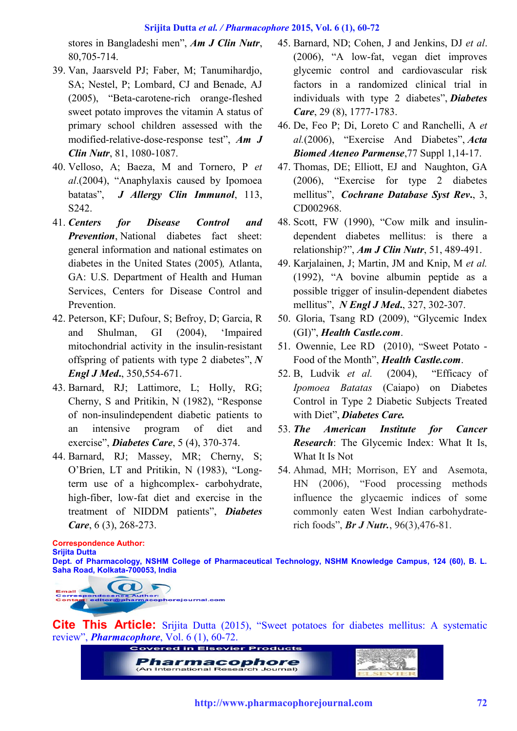stores in Bangladeshi men", ***Am J Clin Nutr***, 80,705-714.

39. Van, Jaarsveld PJ; Faber, M; Tanumihardjo, SA; Nestel, P; Lombard, CJ and Benade, AJ (2005), "Beta-carotene-rich orange-fleshed sweet potato improves the vitamin A status of primary school children assessed with the modified-relative-dose-response test", ***Am J Clin Nutr***, 81, 1080-1087.
40. Velloso, A; Baeza, M and Tornero, P *et al*.(2004), "Anaphylaxis caused by Ipomoea batatas", ***J Allergy Clin Immunol***, 113, S242.
41. ***Centers for Disease Control and Prevention***, National diabetes fact sheet: general information and national estimates on diabetes in the United States (2005), Atlanta, GA: U.S. Department of Health and Human Services, Centers for Disease Control and Prevention.
42. Peterson, KF; Dufour, S; Befroy, D; Garcia, R and Shulman, GI (2004), 'Impaired mitochondrial activity in the insulin-resistant offspring of patients with type 2 diabetes", ***N Engl J Med.***, 350,554-671.
43. Barnard, RJ; Lattimore, L; Holly, RG; Cherny, S and Pritikin, N (1982), "Response of non-insulindependent diabetic patients to an intensive program of diet and exercise", ***Diabetes Care***, 5 (4), 370-374.
44. Barnard, RJ; Massey, MR; Cherny, S; O'Brien, LT and Pritikin, N (1983), "Long-term use of a highcomplex- carbohydrate, high-fiber, low-fat diet and exercise in the treatment of NIDDM patients", ***Diabetes Care***, 6 (3), 268-273.
45. Barnard, ND; Cohen, J and Jenkins, DJ *et al*. (2006), "A low-fat, vegan diet improves glycemic control and cardiovascular risk factors in a randomized clinical trial in individuals with type 2 diabetes", ***Diabetes Care***, 29 (8), 1777-1783.
46. De, Feo P; Di, Loreto C and Ranchelli, A *et al.*(2006), "Exercise And Diabetes", ***Acta Biomed Ateneo Parmense***,77 Suppl 1,14-17.
47. Thomas, DE; Elliott, EJ and Naughton, GA (2006), "Exercise for type 2 diabetes mellitus", ***Cochrane Database Syst Rev.***, 3, CD002968.
48. Scott, FW (1990), "Cow milk and insulin-dependent diabetes mellitus: is there a relationship?", ***Am J Clin Nutr***, 51, 489-491.
49. Karjalainen, J; Martin, JM and Knip, M *et al.* (1992), "A bovine albumin peptide as a possible trigger of insulin-dependent diabetes mellitus", ***N Engl J Med.***, 327, 302-307.
50. Gloria, Tsang RD (2009), "Glycemic Index (GI)", ***Health Castle.com***.
51. Owennie, Lee RD (2010), "Sweet Potato - Food of the Month", ***Health Castle.com***.
52. B, Ludvik *et al.* (2004), "Efficacy of *Ipomoea Batatas* (Caiapo) on Diabetes Control in Type 2 Diabetic Subjects Treated with Diet", ***Diabetes Care.***
53. ***The American Institute for Cancer Research***: The Glycemic Index: What It Is, What It Is Not
54. Ahmad, MH; Morrison, EY and Asemota, HN (2006), "Food processing methods influence the glycaemic indices of some commonly eaten West Indian carbohydrate-rich foods", ***Br J Nutr.***, 96(3),476-81.

**Correspondence Author:**
**Srijita Dutta**
**Dept. of Pharmacology, NSHM College of Pharmaceutical Technology, NSHM Knowledge Campus, 124 (60), B. L. Saha Road, Kolkata-700053, India**

Email Correspondence Author:
Contact: editor@pharmacophorejournal.com

**Cite This Article:** Srijita Dutta (2015), "Sweet potatoes for diabetes mellitus: A systematic review", ***Pharmacophore***, Vol. 6 (1), 60-72.

Covered in Elsevier Products
**Pharmacophore**
(An International Research Journal)